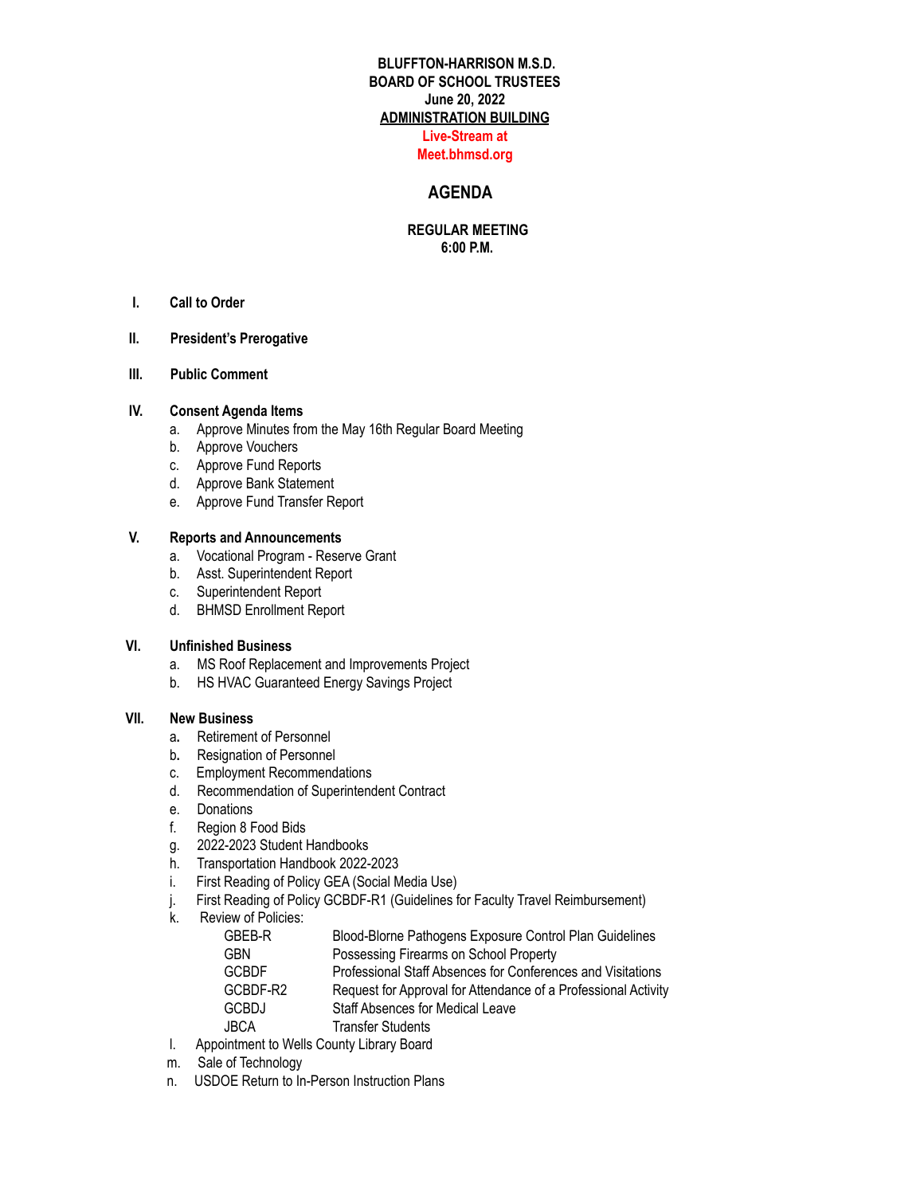**BLUFFTON-HARRISON M.S.D.**
**BOARD OF SCHOOL TRUSTEES**
**June 20, 2022**
**ADMINISTRATION BUILDING**
**Live-Stream at**
**Meet.bhmsd.org**

# AGENDA

**REGULAR MEETING**
**6:00 P.M.**

**I. Call to Order**

**II. President's Prerogative**

**III. Public Comment**

**IV. Consent Agenda Items**

a. Approve Minutes from the May 16th Regular Board Meeting
b. Approve Vouchers
c. Approve Fund Reports
d. Approve Bank Statement
e. Approve Fund Transfer Report

**V. Reports and Announcements**

a. Vocational Program - Reserve Grant
b. Asst. Superintendent Report
c. Superintendent Report
d. BHMSD Enrollment Report

**VI. Unfinished Business**

a. MS Roof Replacement and Improvements Project
b. HS HVAC Guaranteed Energy Savings Project

**VII. New Business**

a. Retirement of Personnel
b. Resignation of Personnel
c. Employment Recommendations
d. Recommendation of Superintendent Contract
e. Donations
f. Region 8 Food Bids
g. 2022-2023 Student Handbooks
h. Transportation Handbook 2022-2023
i. First Reading of Policy GEA (Social Media Use)
j. First Reading of Policy GCBDF-R1 (Guidelines for Faculty Travel Reimbursement)
k. Review of Policies:

| | |
|---|---|
| GBEB-R | Blood-Blorne Pathogens Exposure Control Plan Guidelines |
| GBN | Possessing Firearms on School Property |
| GCBDF | Professional Staff Absences for Conferences and Visitations |
| GCBDF-R2 | Request for Approval for Attendance of a Professional Activity |
| GCBDJ | Staff Absences for Medical Leave |
| JBCA | Transfer Students |

l. Appointment to Wells County Library Board
m. Sale of Technology
n. USDOE Return to In-Person Instruction Plans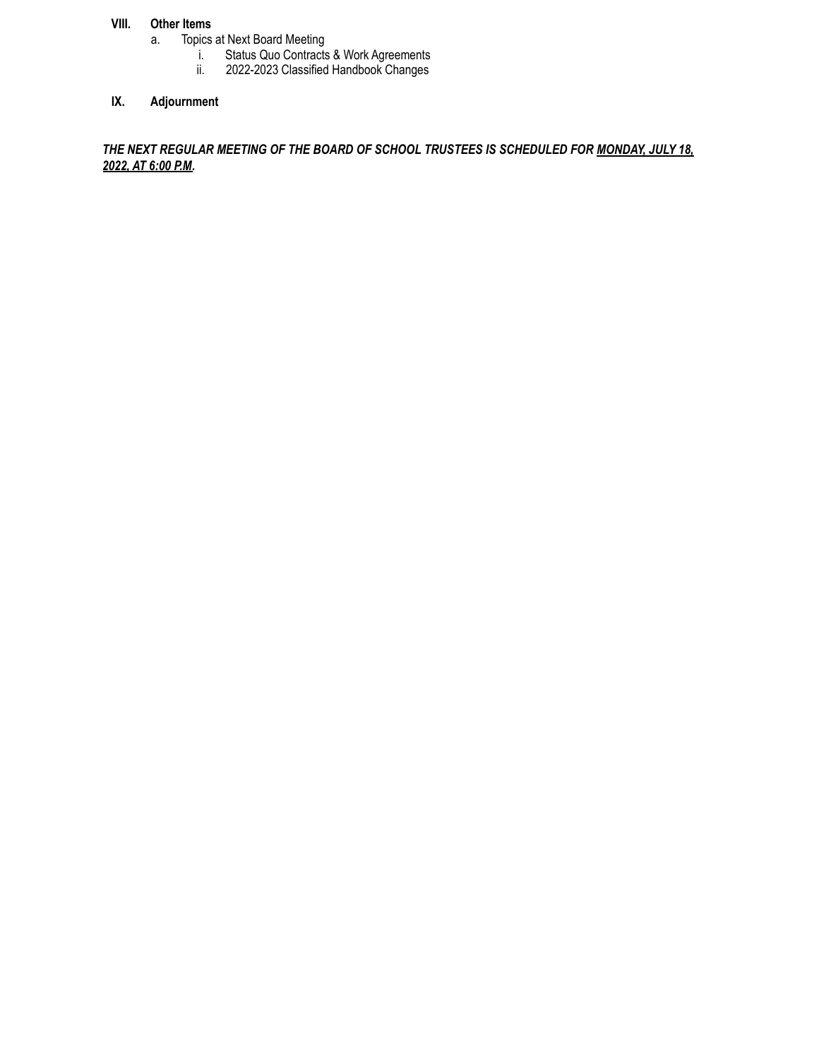**VIII. Other Items**

a. Topics at Next Board Meeting

   i. Status Quo Contracts & Work Agreements

   ii. 2022-2023 Classified Handbook Changes

**IX. Adjournment**

***THE NEXT REGULAR MEETING OF THE BOARD OF SCHOOL TRUSTEES IS SCHEDULED FOR <u>MONDAY, JULY 18, 2022, AT 6:00 P.M</u>.***